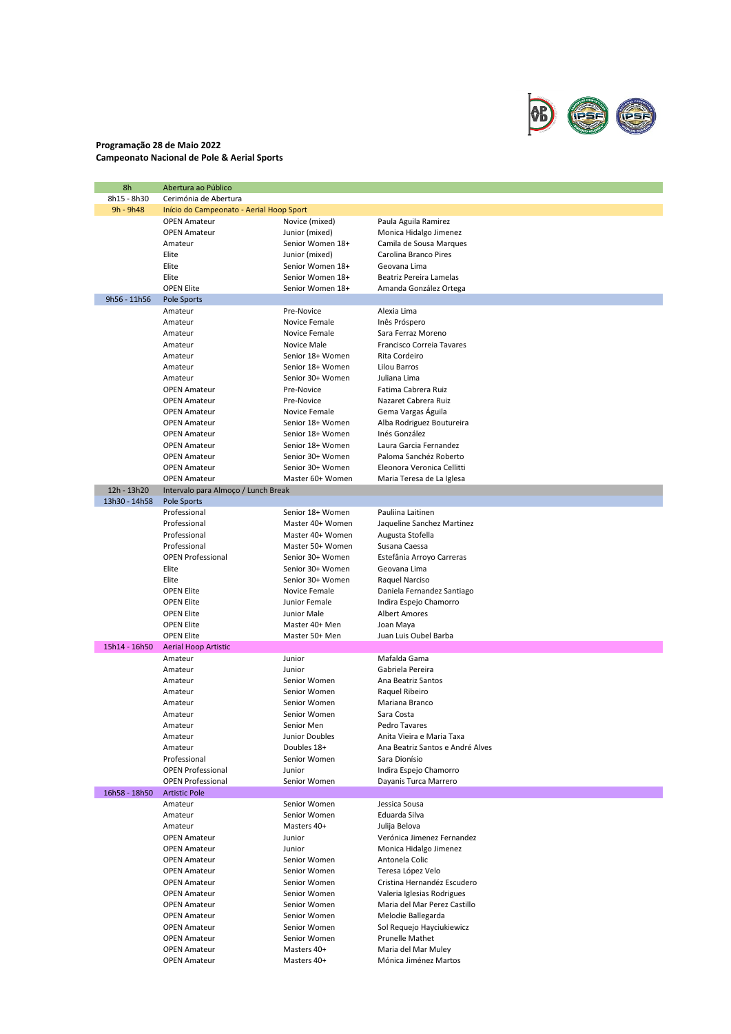**Programação 28 de Maio 2022**
**Campeonato Nacional de Pole & Aerial Sports**

| | | | |
|---|---|---|---|
| 8h | Abertura ao Público | | |
| 8h15 - 8h30 | Cerimónia de Abertura | | |
| 9h - 9h48 | Início do Campeonato - Aerial Hoop Sport | | |
| | OPEN Amateur | Novice (mixed) | Paula Aguila Ramirez |
| | OPEN Amateur | Junior (mixed) | Monica Hidalgo Jimenez |
| | Amateur | Senior Women 18+ | Camila de Sousa Marques |
| | Elite | Junior (mixed) | Carolina Branco Pires |
| | Elite | Senior Women 18+ | Geovana Lima |
| | Elite | Senior Women 18+ | Beatriz Pereira Lamelas |
| | OPEN Elite | Senior Women 18+ | Amanda González Ortega |
| 9h56 - 11h56 | Pole Sports | | |
| | Amateur | Pre-Novice | Alexia Lima |
| | Amateur | Novice Female | Inês Próspero |
| | Amateur | Novice Female | Sara Ferraz Moreno |
| | Amateur | Novice Male | Francisco Correia Tavares |
| | Amateur | Senior 18+ Women | Rita Cordeiro |
| | Amateur | Senior 18+ Women | Lilou Barros |
| | Amateur | Senior 30+ Women | Juliana Lima |
| | OPEN Amateur | Pre-Novice | Fatima Cabrera Ruiz |
| | OPEN Amateur | Pre-Novice | Nazaret Cabrera Ruiz |
| | OPEN Amateur | Novice Female | Gema Vargas Águila |
| | OPEN Amateur | Senior 18+ Women | Alba Rodriguez Boutureira |
| | OPEN Amateur | Senior 18+ Women | Inés González |
| | OPEN Amateur | Senior 18+ Women | Laura Garcia Fernandez |
| | OPEN Amateur | Senior 30+ Women | Paloma Sanchéz Roberto |
| | OPEN Amateur | Senior 30+ Women | Eleonora Veronica Cellitti |
| | OPEN Amateur | Master 60+ Women | Maria Teresa de La Iglesa |
| 12h - 13h20 | Intervalo para Almoço / Lunch Break | | |
| 13h30 - 14h58 | Pole Sports | | |
| | Professional | Senior 18+ Women | Pauliina Laitinen |
| | Professional | Master 40+ Women | Jaqueline Sanchez Martinez |
| | Professional | Master 40+ Women | Augusta Stofella |
| | Professional | Master 50+ Women | Susana Caessa |
| | OPEN Professional | Senior 30+ Women | Estefânia Arroyo Carreras |
| | Elite | Senior 30+ Women | Geovana Lima |
| | Elite | Senior 30+ Women | Raquel Narciso |
| | OPEN Elite | Novice Female | Daniela Fernandez Santiago |
| | OPEN Elite | Junior Female | Indira Espejo Chamorro |
| | OPEN Elite | Junior Male | Albert Amores |
| | OPEN Elite | Master 40+ Men | Joan Maya |
| | OPEN Elite | Master 50+ Men | Juan Luis Oubel Barba |
| 15h14 - 16h50 | Aerial Hoop Artistic | | |
| | Amateur | Junior | Mafalda Gama |
| | Amateur | Junior | Gabriela Pereira |
| | Amateur | Senior Women | Ana Beatriz Santos |
| | Amateur | Senior Women | Raquel Ribeiro |
| | Amateur | Senior Women | Mariana Branco |
| | Amateur | Senior Women | Sara Costa |
| | Amateur | Senior Men | Pedro Tavares |
| | Amateur | Junior Doubles | Anita Vieira e Maria Taxa |
| | Amateur | Doubles 18+ | Ana Beatriz Santos e André Alves |
| | Professional | Senior Women | Sara Dionísio |
| | OPEN Professional | Junior | Indira Espejo Chamorro |
| | OPEN Professional | Senior Women | Dayanis Turca Marrero |
| 16h58 - 18h50 | Artistic Pole | | |
| | Amateur | Senior Women | Jessica Sousa |
| | Amateur | Senior Women | Eduarda Silva |
| | Amateur | Masters 40+ | Julija Belova |
| | OPEN Amateur | Junior | Verónica Jimenez Fernandez |
| | OPEN Amateur | Junior | Monica Hidalgo Jimenez |
| | OPEN Amateur | Senior Women | Antonela Colic |
| | OPEN Amateur | Senior Women | Teresa López Velo |
| | OPEN Amateur | Senior Women | Cristina Hernandéz Escudero |
| | OPEN Amateur | Senior Women | Valeria Iglesias Rodrigues |
| | OPEN Amateur | Senior Women | Maria del Mar Perez Castillo |
| | OPEN Amateur | Senior Women | Melodie Ballegarda |
| | OPEN Amateur | Senior Women | Sol Requejo Hayciukiewicz |
| | OPEN Amateur | Senior Women | Prunelle Mathet |
| | OPEN Amateur | Masters 40+ | Maria del Mar Muley |
| | OPEN Amateur | Masters 40+ | Mónica Jiménez Martos |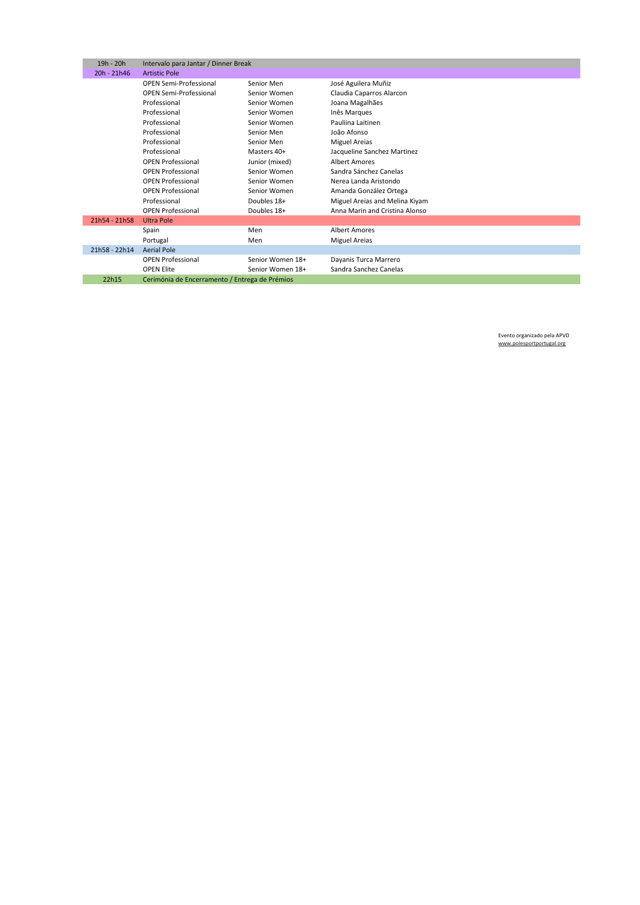| | | | |
|---|---|---|---|
| 19h - 20h | Intervalo para Jantar / Dinner Break | | |
| 20h - 21h46 | Artistic Pole | | |
| | OPEN Semi-Professional | Senior Men | José Aguilera Muñiz |
| | OPEN Semi-Professional | Senior Women | Claudia Caparros Alarcon |
| | Professional | Senior Women | Joana Magalhães |
| | Professional | Senior Women | Inês Marques |
| | Professional | Senior Women | Pauliina Laitinen |
| | Professional | Senior Men | João Afonso |
| | Professional | Senior Men | Miguel Areias |
| | Professional | Masters 40+ | Jacqueline Sanchez Martinez |
| | OPEN Professional | Junior (mixed) | Albert Amores |
| | OPEN Professional | Senior Women | Sandra Sánchez Canelas |
| | OPEN Professional | Senior Women | Nerea Landa Aristondo |
| | OPEN Professional | Senior Women | Amanda González Ortega |
| | Professional | Doubles 18+ | Miguel Areias and Melina Kiyam |
| | OPEN Professional | Doubles 18+ | Anna Marin and Cristina Alonso |
| 21h54 - 21h58 | Ultra Pole | | |
| | Spain | Men | Albert Amores |
| | Portugal | Men | Miguel Areias |
| 21h58 - 22h14 | Aerial Pole | | |
| | OPEN Professional | Senior Women 18+ | Dayanis Turca Marrero |
| | OPEN Elite | Senior Women 18+ | Sandra Sanchez Canelas |
| 22h15 | Cerimónia de Encerramento / Entrega de Prémios | | |

Evento organizado pela APVD
www.polesportportugal.org